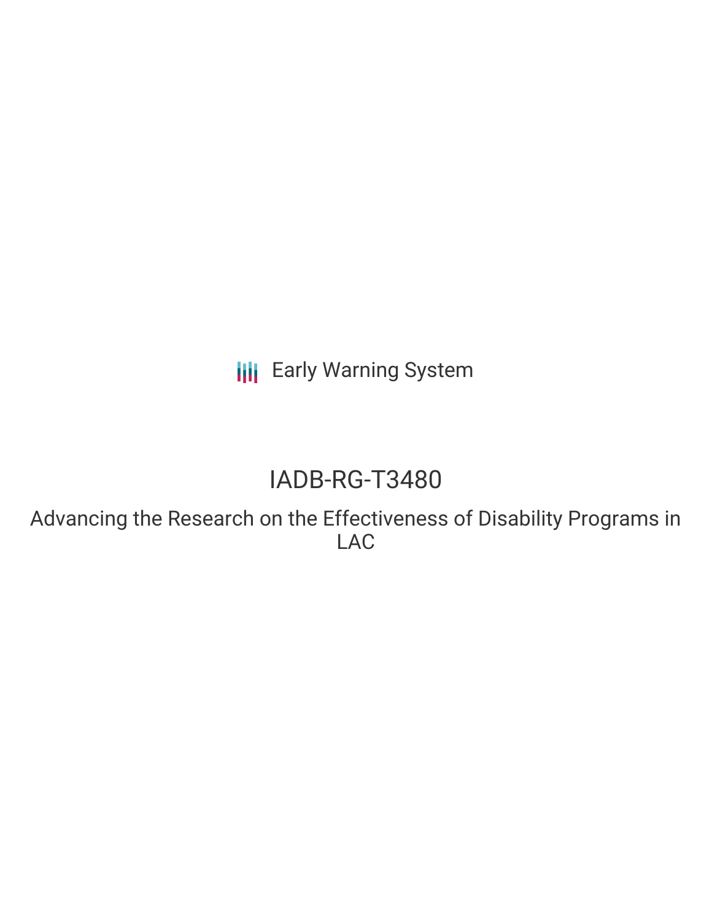Early Warning System

# IADB-RG-T3480

## Advancing the Research on the Effectiveness of Disability Programs in LAC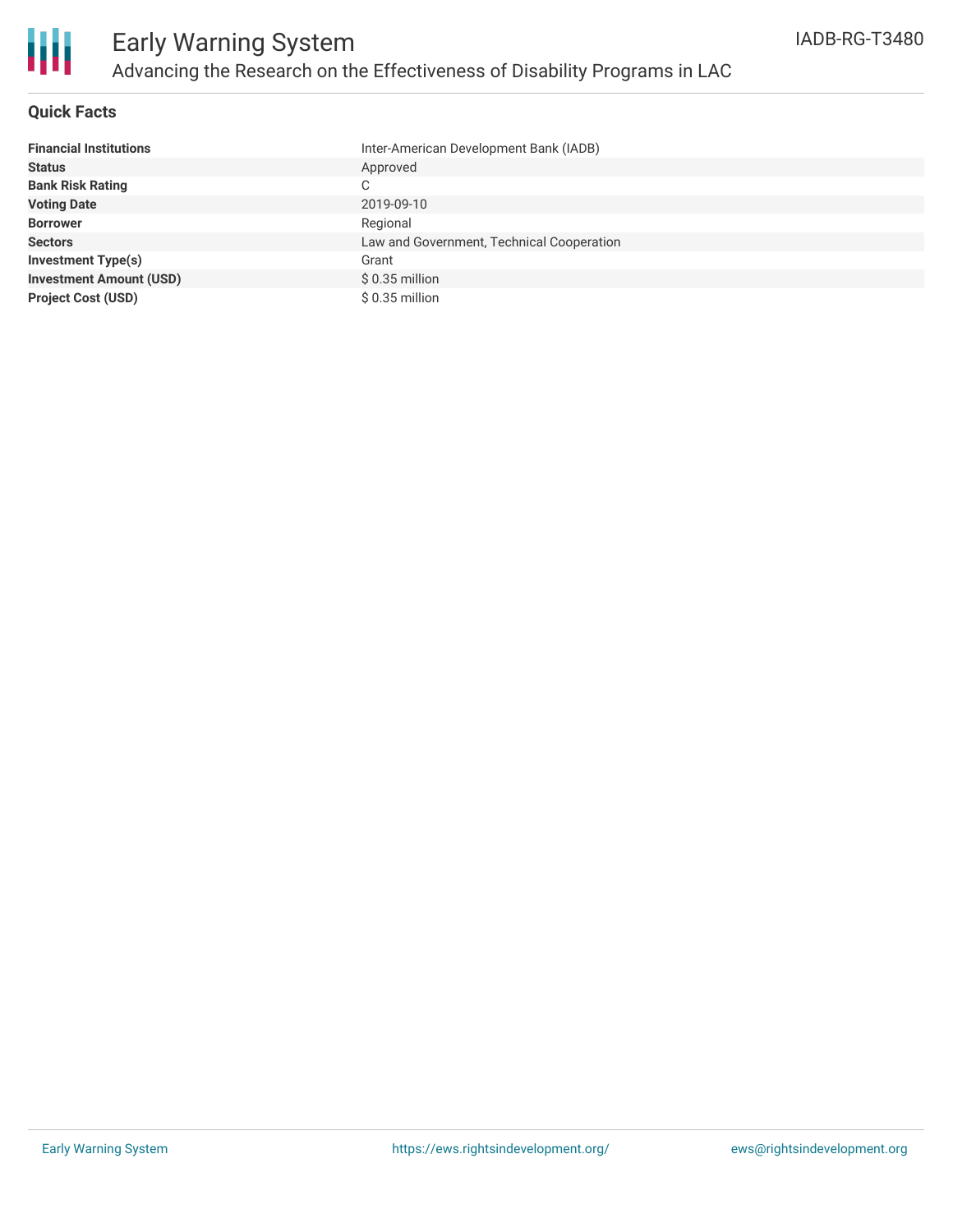# Early Warning System

## Advancing the Research on the Effectiveness of Disability Programs in LAC

IADB-RG-T3480

### Quick Facts

| | |
|---|---|
| **Financial Institutions** | Inter-American Development Bank (IADB) |
| **Status** | Approved |
| **Bank Risk Rating** | C |
| **Voting Date** | 2019-09-10 |
| **Borrower** | Regional |
| **Sectors** | Law and Government, Technical Cooperation |
| **Investment Type(s)** | Grant |
| **Investment Amount (USD)** | $ 0.35 million |
| **Project Cost (USD)** | $ 0.35 million |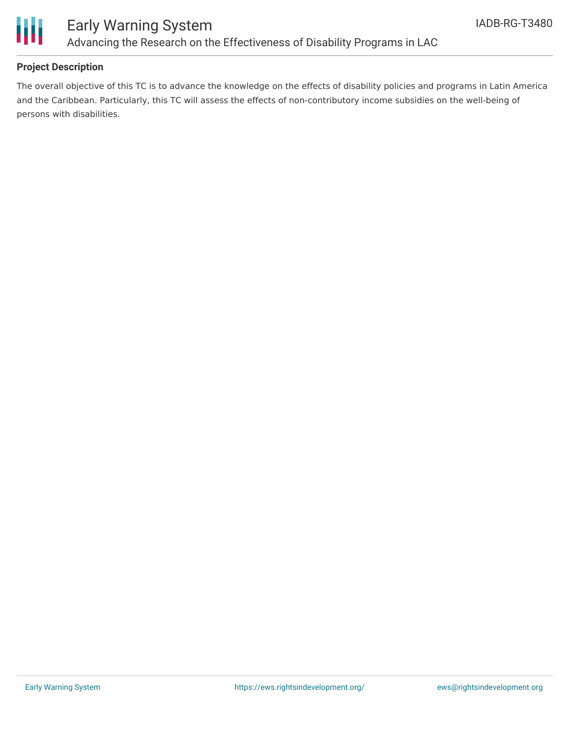## Project Description

The overall objective of this TC is to advance the knowledge on the effects of disability policies and programs in Latin America and the Caribbean. Particularly, this TC will assess the effects of non-contributory income subsidies on the well-being of persons with disabilities.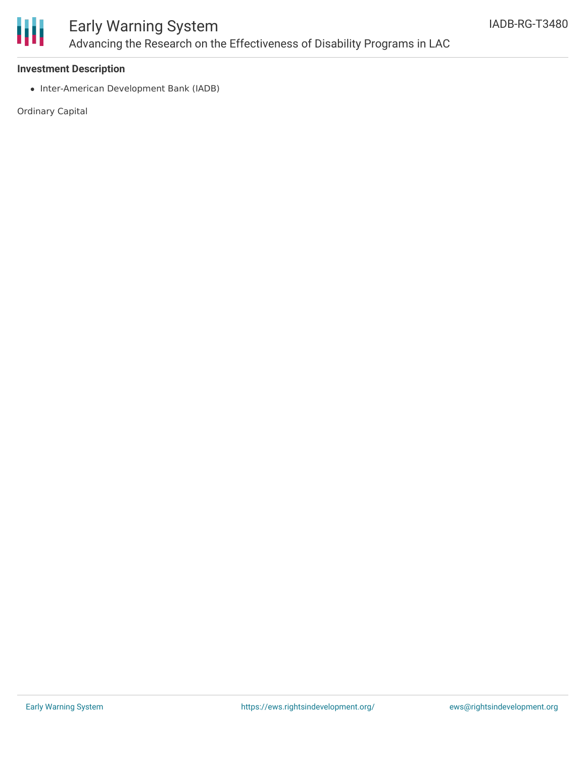**Investment Description**

- Inter-American Development Bank (IADB)

Ordinary Capital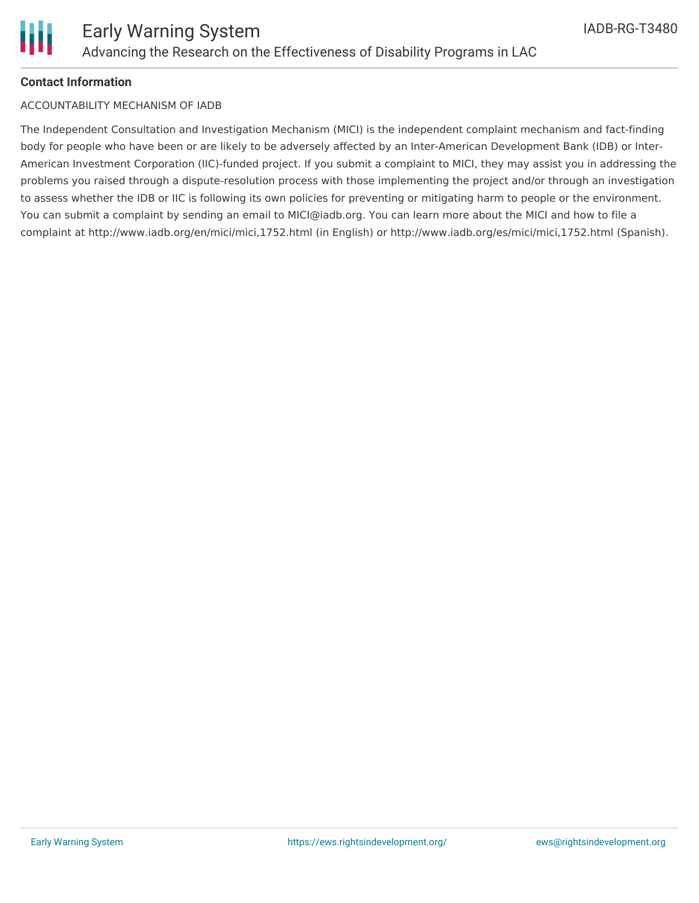**Contact Information**

ACCOUNTABILITY MECHANISM OF IADB

The Independent Consultation and Investigation Mechanism (MICI) is the independent complaint mechanism and fact-finding body for people who have been or are likely to be adversely affected by an Inter-American Development Bank (IDB) or Inter-American Investment Corporation (IIC)-funded project. If you submit a complaint to MICI, they may assist you in addressing the problems you raised through a dispute-resolution process with those implementing the project and/or through an investigation to assess whether the IDB or IIC is following its own policies for preventing or mitigating harm to people or the environment. You can submit a complaint by sending an email to MICI@iadb.org. You can learn more about the MICI and how to file a complaint at http://www.iadb.org/en/mici/mici,1752.html (in English) or http://www.iadb.org/es/mici/mici,1752.html (Spanish).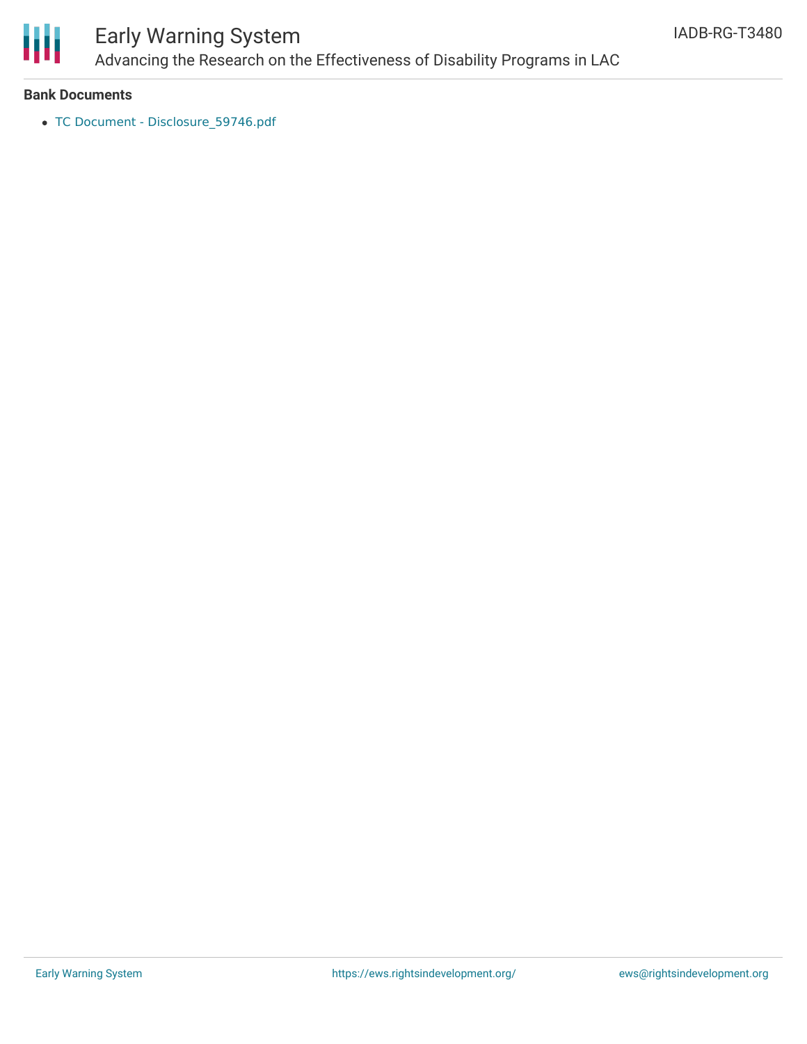## Bank Documents

- TC Document - Disclosure_59746.pdf